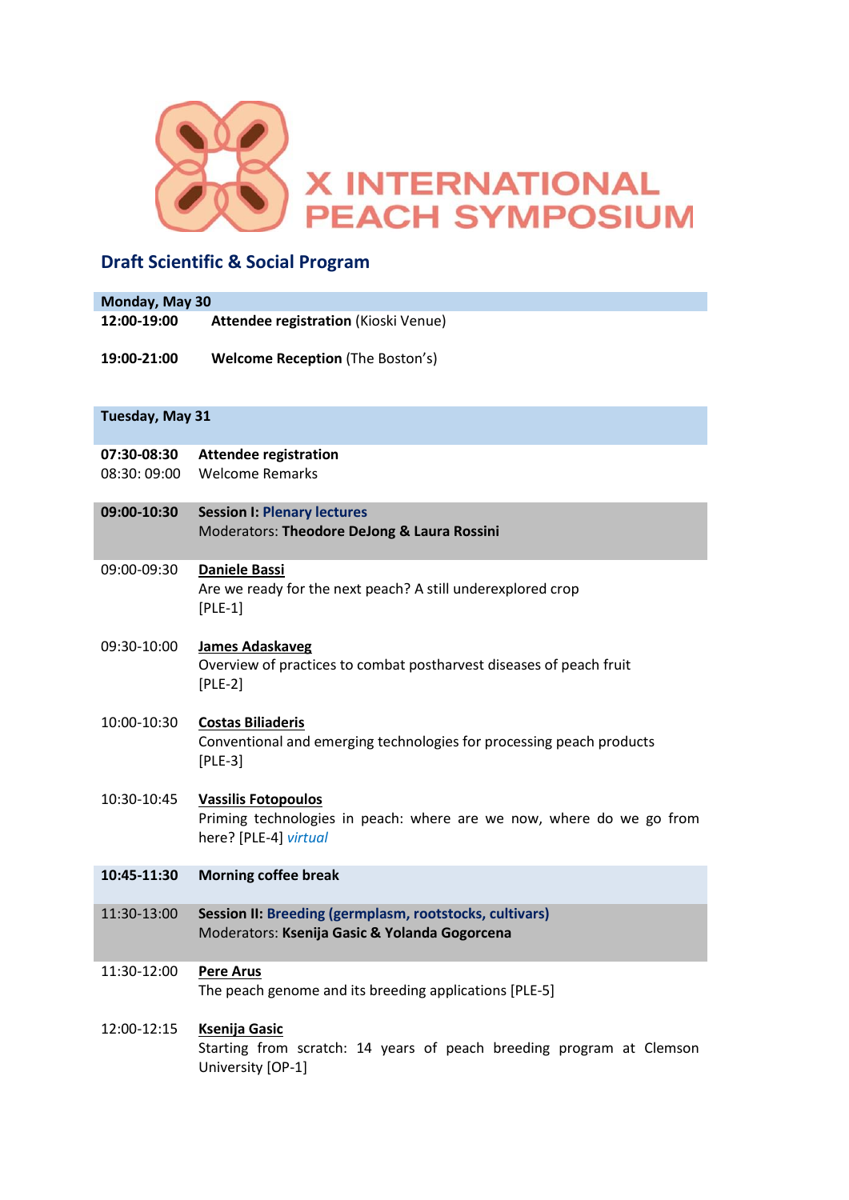# X INTERNATIONAL PEACH SYMPOSIUM

## Draft Scientific & Social Program

### Monday, May 30

**12:00-19:00** **Attendee registration** (Kioski Venue)

**19:00-21:00** **Welcome Reception** (The Boston's)

### Tuesday, May 31

**07:30-08:30** **Attendee registration**

08:30: 09:00 Welcome Remarks

**09:00-10:30** **Session I: Plenary lectures**
Moderators: **Theodore DeJong & Laura Rossini**

09:00-09:30 **Daniele Bassi**
Are we ready for the next peach? A still underexplored crop
[PLE-1]

09:30-10:00 **James Adaskaveg**
Overview of practices to combat postharvest diseases of peach fruit
[PLE-2]

10:00-10:30 **Costas Biliaderis**
Conventional and emerging technologies for processing peach products
[PLE-3]

10:30-10:45 **Vassilis Fotopoulos**
Priming technologies in peach: where are we now, where do we go from here? [PLE-4] *virtual*

**10:45-11:30** **Morning coffee break**

11:30-13:00 **Session II: Breeding (germplasm, rootstocks, cultivars)**
Moderators: **Ksenija Gasic & Yolanda Gogorcena**

11:30-12:00 **Pere Arus**
The peach genome and its breeding applications [PLE-5]

12:00-12:15 **Ksenija Gasic**
Starting from scratch: 14 years of peach breeding program at Clemson University [OP-1]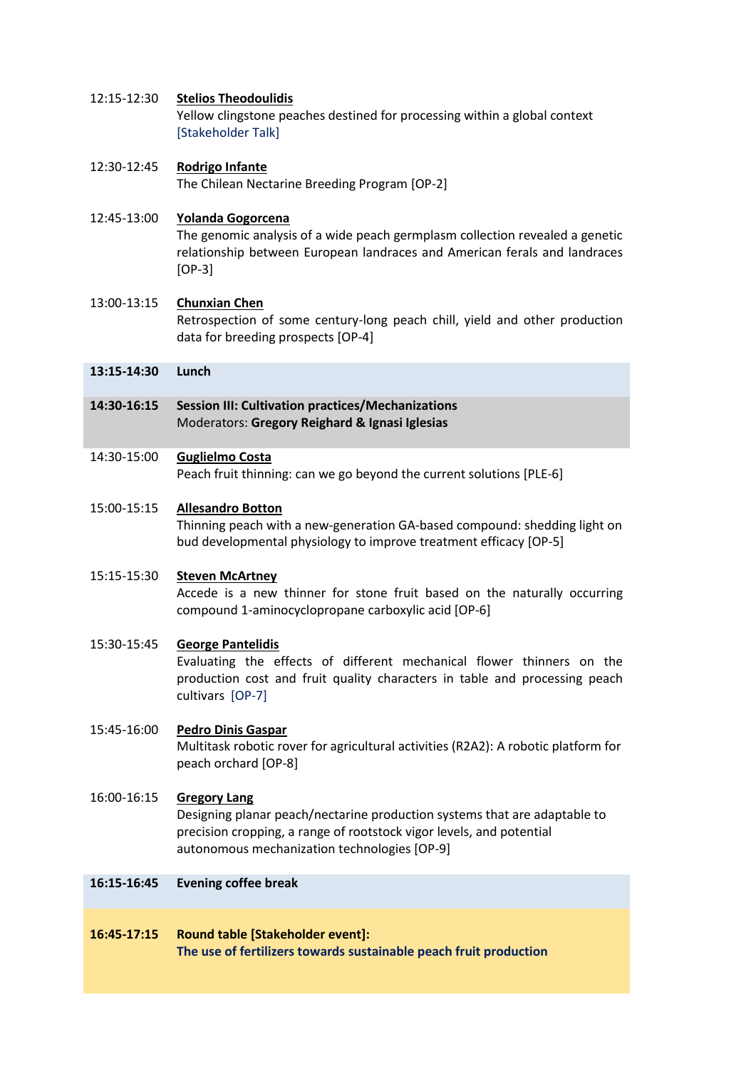12:15-12:30 **Stelios Theodoulidis**
Yellow clingstone peaches destined for processing within a global context
[Stakeholder Talk]

12:30-12:45 **Rodrigo Infante**
The Chilean Nectarine Breeding Program [OP-2]

12:45-13:00 **Yolanda Gogorcena**
The genomic analysis of a wide peach germplasm collection revealed a genetic relationship between European landraces and American ferals and landraces [OP-3]

13:00-13:15 **Chunxian Chen**
Retrospection of some century-long peach chill, yield and other production data for breeding prospects [OP-4]

**13:15-14:30 Lunch**

**14:30-16:15 Session III: Cultivation practices/Mechanizations**
Moderators: **Gregory Reighard & Ignasi Iglesias**

14:30-15:00 **Guglielmo Costa**
Peach fruit thinning: can we go beyond the current solutions [PLE-6]

15:00-15:15 **Allesandro Botton**
Thinning peach with a new-generation GA-based compound: shedding light on bud developmental physiology to improve treatment efficacy [OP-5]

15:15-15:30 **Steven McArtney**
Accede is a new thinner for stone fruit based on the naturally occurring compound 1-aminocyclopropane carboxylic acid [OP-6]

15:30-15:45 **George Pantelidis**
Evaluating the effects of different mechanical flower thinners on the production cost and fruit quality characters in table and processing peach cultivars [OP-7]

15:45-16:00 **Pedro Dinis Gaspar**
Multitask robotic rover for agricultural activities (R2A2): A robotic platform for peach orchard [OP-8]

16:00-16:15 **Gregory Lang**
Designing planar peach/nectarine production systems that are adaptable to precision cropping, a range of rootstock vigor levels, and potential autonomous mechanization technologies [OP-9]

**16:15-16:45 Evening coffee break**

**16:45-17:15 Round table [Stakeholder event]:**
**The use of fertilizers towards sustainable peach fruit production**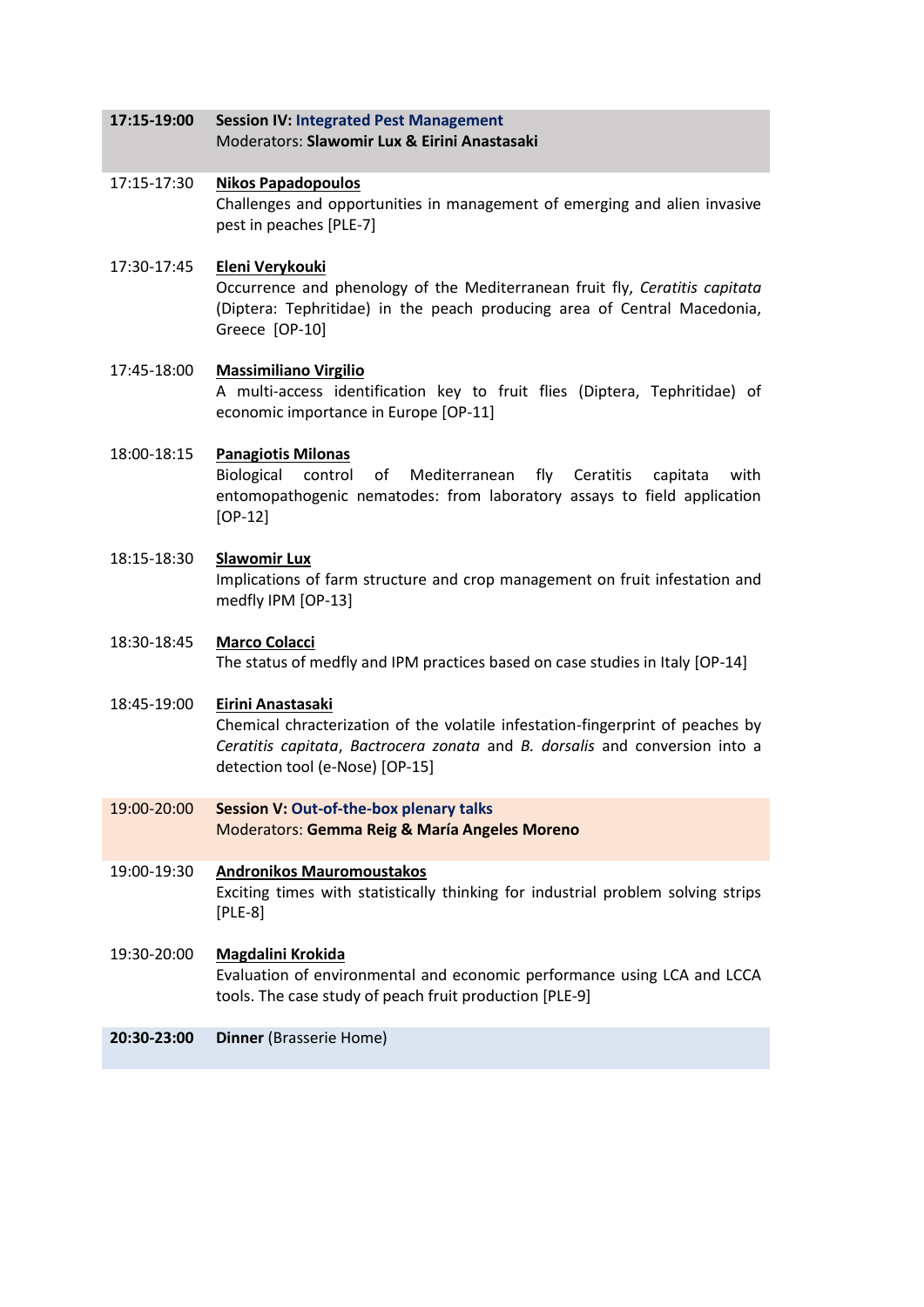**17:15-19:00** **Session IV: Integrated Pest Management**
Moderators: **Slawomir Lux & Eirini Anastasaki**

17:15-17:30 **Nikos Papadopoulos**
Challenges and opportunities in management of emerging and alien invasive pest in peaches [PLE-7]

17:30-17:45 **Eleni Verykouki**
Occurrence and phenology of the Mediterranean fruit fly, *Ceratitis capitata* (Diptera: Tephritidae) in the peach producing area of Central Macedonia, Greece [OP-10]

17:45-18:00 **Massimiliano Virgilio**
A multi-access identification key to fruit flies (Diptera, Tephritidae) of economic importance in Europe [OP-11]

18:00-18:15 **Panagiotis Milonas**
Biological control of Mediterranean fly Ceratitis capitata with entomopathogenic nematodes: from laboratory assays to field application [OP-12]

18:15-18:30 **Slawomir Lux**
Implications of farm structure and crop management on fruit infestation and medfly IPM [OP-13]

18:30-18:45 **Marco Colacci**
The status of medfly and IPM practices based on case studies in Italy [OP-14]

18:45-19:00 **Eirini Anastasaki**
Chemical chracterization of the volatile infestation-fingerprint of peaches by *Ceratitis capitata*, *Bactrocera zonata* and *B. dorsalis* and conversion into a detection tool (e-Nose) [OP-15]

19:00-20:00 **Session V: Out-of-the-box plenary talks**
Moderators: **Gemma Reig & María Angeles Moreno**

19:00-19:30 **Andronikos Mauromoustakos**
Exciting times with statistically thinking for industrial problem solving strips [PLE-8]

19:30-20:00 **Magdalini Krokida**
Evaluation of environmental and economic performance using LCA and LCCA tools. The case study of peach fruit production [PLE-9]

**20:30-23:00** **Dinner** (Brasserie Home)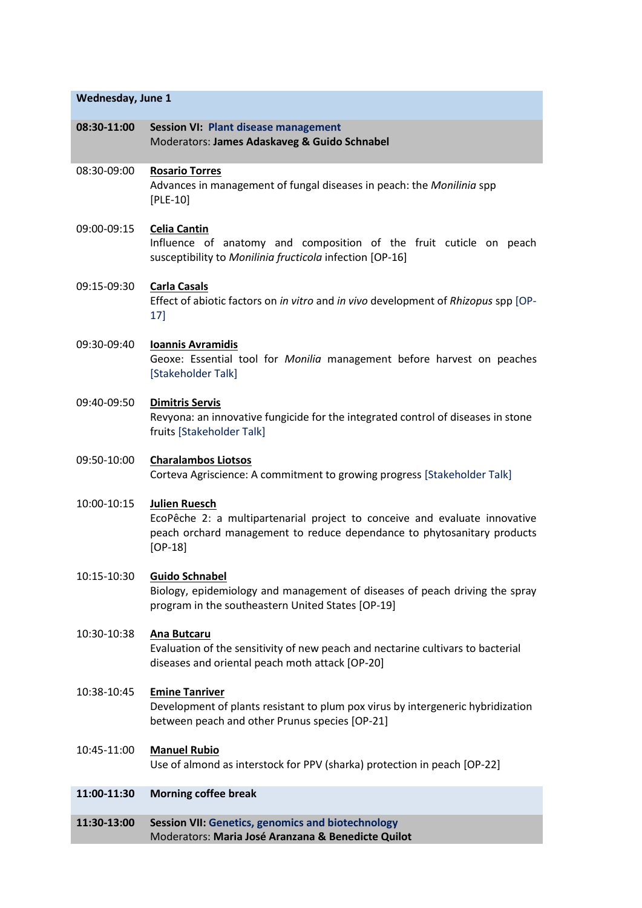## Wednesday, June 1

**08:30-11:00** **Session VI: Plant disease management**
Moderators: **James Adaskaveg & Guido Schnabel**

08:30-09:00 **Rosario Torres**
Advances in management of fungal diseases in peach: the *Monilinia* spp [PLE-10]

09:00-09:15 **Celia Cantin**
Influence of anatomy and composition of the fruit cuticle on peach susceptibility to *Monilinia fructicola* infection [OP-16]

09:15-09:30 **Carla Casals**
Effect of abiotic factors on *in vitro* and *in vivo* development of *Rhizopus* spp [OP-17]

09:30-09:40 **Ioannis Avramidis**
Geoxe: Essential tool for *Monilia* management before harvest on peaches [Stakeholder Talk]

09:40-09:50 **Dimitris Servis**
Revyona: an innovative fungicide for the integrated control of diseases in stone fruits [Stakeholder Talk]

09:50-10:00 **Charalambos Liotsos**
Corteva Agriscience: A commitment to growing progress [Stakeholder Talk]

10:00-10:15 **Julien Ruesch**
EcoPêche 2: a multipartenarial project to conceive and evaluate innovative peach orchard management to reduce dependance to phytosanitary products [OP-18]

10:15-10:30 **Guido Schnabel**
Biology, epidemiology and management of diseases of peach driving the spray program in the southeastern United States [OP-19]

10:30-10:38 **Ana Butcaru**
Evaluation of the sensitivity of new peach and nectarine cultivars to bacterial diseases and oriental peach moth attack [OP-20]

10:38-10:45 **Emine Tanriver**
Development of plants resistant to plum pox virus by intergeneric hybridization between peach and other Prunus species [OP-21]

10:45-11:00 **Manuel Rubio**
Use of almond as interstock for PPV (sharka) protection in peach [OP-22]

**11:00-11:30** **Morning coffee break**

**11:30-13:00** **Session VII: Genetics, genomics and biotechnology**
Moderators: **Maria José Aranzana & Benedicte Quilot**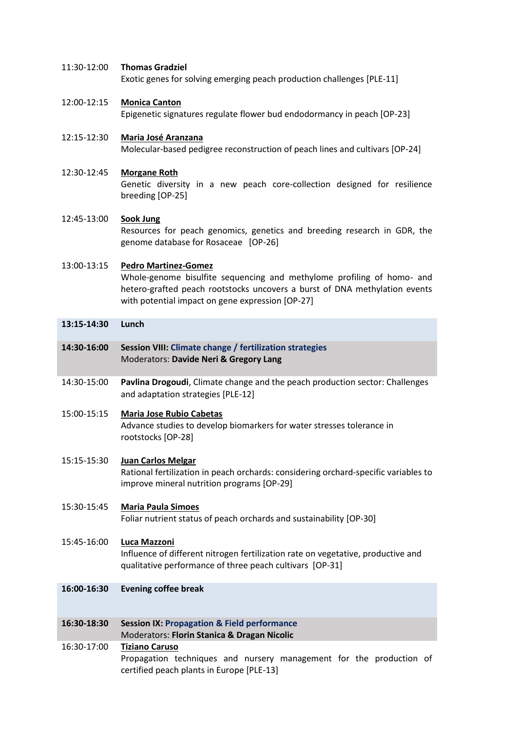11:30-12:00 **Thomas Gradziel**
Exotic genes for solving emerging peach production challenges [PLE-11]

12:00-12:15 **Monica Canton**
Epigenetic signatures regulate flower bud endodormancy in peach [OP-23]

12:15-12:30 **Maria José Aranzana**
Molecular-based pedigree reconstruction of peach lines and cultivars [OP-24]

12:30-12:45 **Morgane Roth**
Genetic diversity in a new peach core-collection designed for resilience breeding [OP-25]

12:45-13:00 **Sook Jung**
Resources for peach genomics, genetics and breeding research in GDR, the genome database for Rosaceae [OP-26]

13:00-13:15 **Pedro Martinez-Gomez**
Whole-genome bisulfite sequencing and methylome profiling of homo- and hetero-grafted peach rootstocks uncovers a burst of DNA methylation events with potential impact on gene expression [OP-27]

**13:15-14:30 Lunch**

**14:30-16:00 Session VIII: Climate change / fertilization strategies**
Moderators: **Davide Neri & Gregory Lang**

14:30-15:00 **Pavlina Drogoudi**, Climate change and the peach production sector: Challenges and adaptation strategies [PLE-12]

15:00-15:15 **Maria Jose Rubio Cabetas**
Advance studies to develop biomarkers for water stresses tolerance in rootstocks [OP-28]

15:15-15:30 **Juan Carlos Melgar**
Rational fertilization in peach orchards: considering orchard-specific variables to improve mineral nutrition programs [OP-29]

15:30-15:45 **Maria Paula Simoes**
Foliar nutrient status of peach orchards and sustainability [OP-30]

15:45-16:00 **Luca Mazzoni**
Influence of different nitrogen fertilization rate on vegetative, productive and qualitative performance of three peach cultivars [OP-31]

**16:00-16:30 Evening coffee break**

**16:30-18:30 Session IX: Propagation & Field performance**
Moderators: **Florin Stanica & Dragan Nicolic**

16:30-17:00 **Tiziano Caruso**
Propagation techniques and nursery management for the production of certified peach plants in Europe [PLE-13]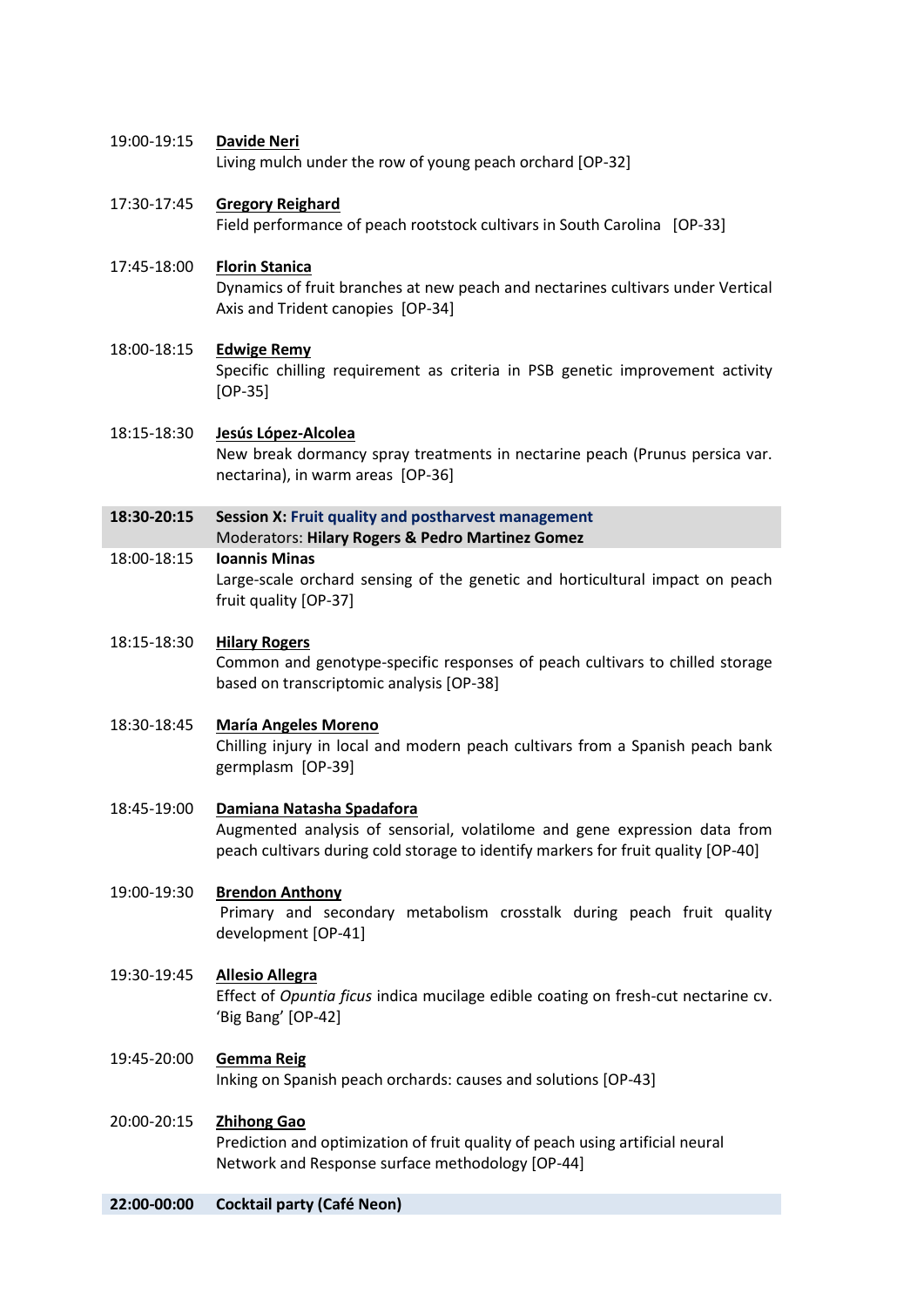19:00-19:15 **Davide Neri**
Living mulch under the row of young peach orchard [OP-32]

17:30-17:45 **Gregory Reighard**
Field performance of peach rootstock cultivars in South Carolina [OP-33]

17:45-18:00 **Florin Stanica**
Dynamics of fruit branches at new peach and nectarines cultivars under Vertical Axis and Trident canopies [OP-34]

18:00-18:15 **Edwige Remy**
Specific chilling requirement as criteria in PSB genetic improvement activity [OP-35]

18:15-18:30 **Jesús López-Alcolea**
New break dormancy spray treatments in nectarine peach (Prunus persica var. nectarina), in warm areas [OP-36]

**18:30-20:15** **Session X: Fruit quality and postharvest management**
Moderators: **Hilary Rogers & Pedro Martinez Gomez**

18:00-18:15 **Ioannis Minas**
Large-scale orchard sensing of the genetic and horticultural impact on peach fruit quality [OP-37]

18:15-18:30 **Hilary Rogers**
Common and genotype-specific responses of peach cultivars to chilled storage based on transcriptomic analysis [OP-38]

18:30-18:45 **María Angeles Moreno**
Chilling injury in local and modern peach cultivars from a Spanish peach bank germplasm [OP-39]

18:45-19:00 **Damiana Natasha Spadafora**
Augmented analysis of sensorial, volatilome and gene expression data from peach cultivars during cold storage to identify markers for fruit quality [OP-40]

19:00-19:30 **Brendon Anthony**
Primary and secondary metabolism crosstalk during peach fruit quality development [OP-41]

19:30-19:45 **Allesio Allegra**
Effect of *Opuntia ficus* indica mucilage edible coating on fresh-cut nectarine cv. 'Big Bang' [OP-42]

19:45-20:00 **Gemma Reig**
Inking on Spanish peach orchards: causes and solutions [OP-43]

20:00-20:15 **Zhihong Gao**
Prediction and optimization of fruit quality of peach using artificial neural Network and Response surface methodology [OP-44]

**22:00-00:00** **Cocktail party (Café Neon)**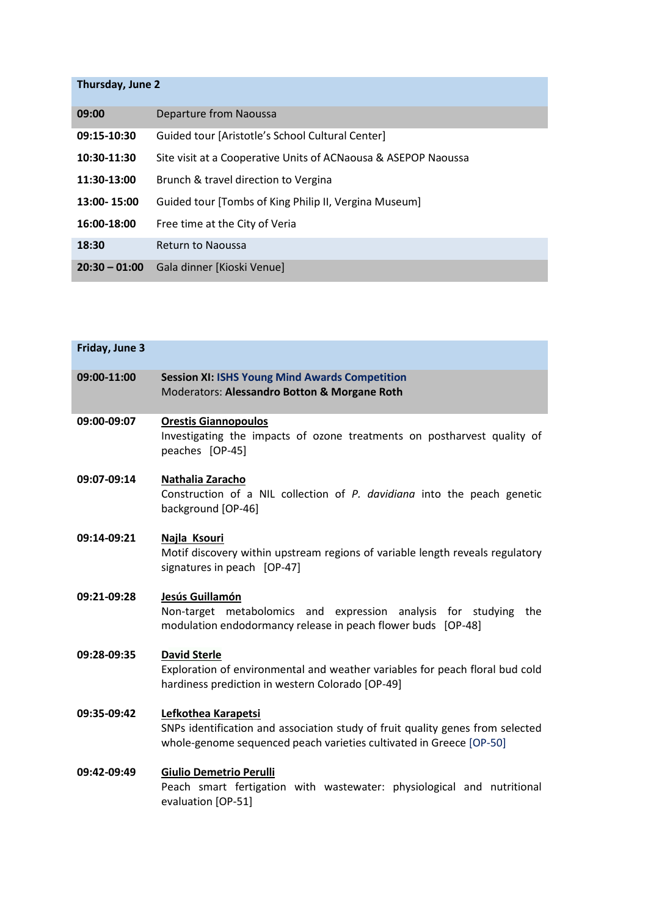| Thursday, June 2 | |
|---|---|
| **09:00** | Departure from Naoussa |
| **09:15-10:30** | Guided tour [Aristotle's School Cultural Center] |
| **10:30-11:30** | Site visit at a Cooperative Units of ACNaoussa & ASEPOP Naoussa |
| **11:30-13:00** | Brunch & travel direction to Vergina |
| **13:00- 15:00** | Guided tour [Tombs of King Philip II, Vergina Museum] |
| **16:00-18:00** | Free time at the City of Veria |
| **18:30** | Return to Naoussa |
| **20:30 – 01:00** | Gala dinner [Kioski Venue] |

| Friday, June 3 | |
|---|---|
| **09:00-11:00** | **Session XI: ISHS Young Mind Awards Competition**<br>Moderators: **Alessandro Botton & Morgane Roth** |
| **09:00-09:07** | **Orestis Giannopoulos**<br>Investigating the impacts of ozone treatments on postharvest quality of peaches [OP-45] |
| **09:07-09:14** | **Nathalia Zaracho**<br>Construction of a NIL collection of *P. davidiana* into the peach genetic background [OP-46] |
| **09:14-09:21** | **Najla Ksouri**<br>Motif discovery within upstream regions of variable length reveals regulatory signatures in peach [OP-47] |
| **09:21-09:28** | **Jesús Guillamón**<br>Non-target metabolomics and expression analysis for studying the modulation endodormancy release in peach flower buds [OP-48] |
| **09:28-09:35** | **David Sterle**<br>Exploration of environmental and weather variables for peach floral bud cold hardiness prediction in western Colorado [OP-49] |
| **09:35-09:42** | **Lefkothea Karapetsi**<br>SNPs identification and association study of fruit quality genes from selected whole-genome sequenced peach varieties cultivated in Greece [OP-50] |
| **09:42-09:49** | **Giulio Demetrio Perulli**<br>Peach smart fertigation with wastewater: physiological and nutritional evaluation [OP-51] |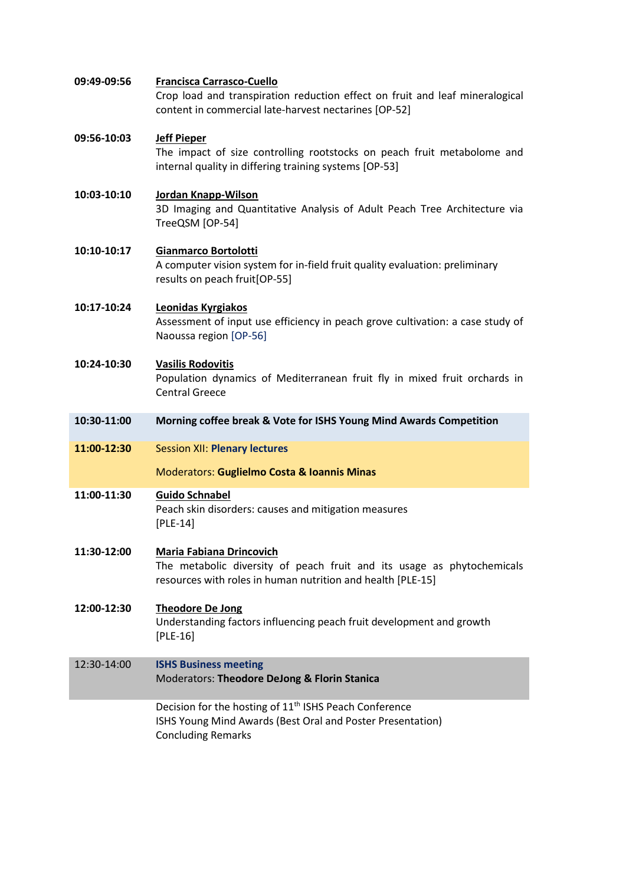**09:49-09:56** **Francisca Carrasco-Cuello**
Crop load and transpiration reduction effect on fruit and leaf mineralogical content in commercial late-harvest nectarines [OP-52]

**09:56-10:03** **Jeff Pieper**
The impact of size controlling rootstocks on peach fruit metabolome and internal quality in differing training systems [OP-53]

**10:03-10:10** **Jordan Knapp-Wilson**
3D Imaging and Quantitative Analysis of Adult Peach Tree Architecture via TreeQSM [OP-54]

**10:10-10:17** **Gianmarco Bortolotti**
A computer vision system for in-field fruit quality evaluation: preliminary results on peach fruit[OP-55]

**10:17-10:24** **Leonidas Kyrgiakos**
Assessment of input use efficiency in peach grove cultivation: a case study of Naoussa region [OP-56]

**10:24-10:30** **Vasilis Rodovitis**
Population dynamics of Mediterranean fruit fly in mixed fruit orchards in Central Greece

**10:30-11:00** **Morning coffee break & Vote for ISHS Young Mind Awards Competition**

**11:00-12:30** Session XII: **Plenary lectures**

Moderators: **Guglielmo Costa & Ioannis Minas**

**11:00-11:30** **Guido Schnabel**
Peach skin disorders: causes and mitigation measures
[PLE-14]

**11:30-12:00** **Maria Fabiana Drincovich**
The metabolic diversity of peach fruit and its usage as phytochemicals resources with roles in human nutrition and health [PLE-15]

**12:00-12:30** **Theodore De Jong**
Understanding factors influencing peach fruit development and growth
[PLE-16]

12:30-14:00 **ISHS Business meeting**
Moderators: **Theodore DeJong & Florin Stanica**

Decision for the hosting of 11th ISHS Peach Conference
ISHS Young Mind Awards (Best Oral and Poster Presentation)
Concluding Remarks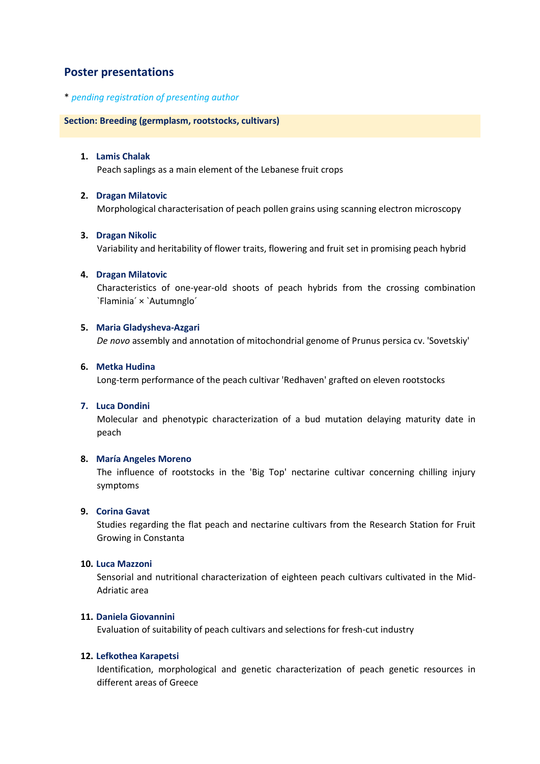## Poster presentations

* *pending registration of presenting author*

**Section: Breeding (germplasm, rootstocks, cultivars)**

1. **Lamis Chalak**
   Peach saplings as a main element of the Lebanese fruit crops

2. **Dragan Milatovic**
   Morphological characterisation of peach pollen grains using scanning electron microscopy

3. **Dragan Nikolic**
   Variability and heritability of flower traits, flowering and fruit set in promising peach hybrid

4. **Dragan Milatovic**
   Characteristics of one-year-old shoots of peach hybrids from the crossing combination \`Flaminia´ × \`Autumnglo´

5. **Maria Gladysheva-Azgari**
   *De novo* assembly and annotation of mitochondrial genome of Prunus persica cv. 'Sovetskiy'

6. **Metka Hudina**
   Long-term performance of the peach cultivar 'Redhaven' grafted on eleven rootstocks

7. **Luca Dondini**
   Molecular and phenotypic characterization of a bud mutation delaying maturity date in peach

8. **María Angeles Moreno**
   The influence of rootstocks in the 'Big Top' nectarine cultivar concerning chilling injury symptoms

9. **Corina Gavat**
   Studies regarding the flat peach and nectarine cultivars from the Research Station for Fruit Growing in Constanta

10. **Luca Mazzoni**
    Sensorial and nutritional characterization of eighteen peach cultivars cultivated in the Mid-Adriatic area

11. **Daniela Giovannini**
    Evaluation of suitability of peach cultivars and selections for fresh-cut industry

12. **Lefkothea Karapetsi**
    Identification, morphological and genetic characterization of peach genetic resources in different areas of Greece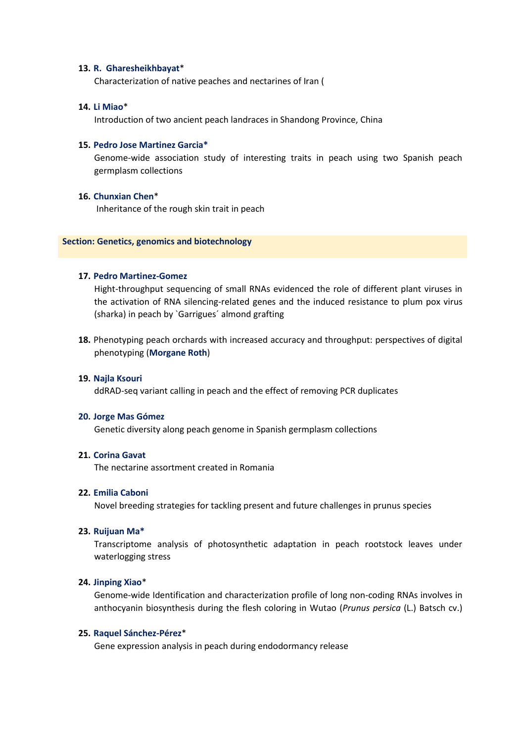13. **R. Gharesheikhbayat***
    Characterization of native peaches and nectarines of Iran (

14. **Li Miao***
    Introduction of two ancient peach landraces in Shandong Province, China

15. **Pedro Jose Martinez Garcia***
    Genome-wide association study of interesting traits in peach using two Spanish peach germplasm collections

16. **Chunxian Chen***
    Inheritance of the rough skin trait in peach

## Section: Genetics, genomics and biotechnology

17. **Pedro Martinez-Gomez**
    Hight-throughput sequencing of small RNAs evidenced the role of different plant viruses in the activation of RNA silencing-related genes and the induced resistance to plum pox virus (sharka) in peach by `Garrigues´ almond grafting

18. Phenotyping peach orchards with increased accuracy and throughput: perspectives of digital phenotyping (**Morgane Roth**)

19. **Najla Ksouri**
    ddRAD-seq variant calling in peach and the effect of removing PCR duplicates

20. **Jorge Mas Gómez**
    Genetic diversity along peach genome in Spanish germplasm collections

21. **Corina Gavat**
    The nectarine assortment created in Romania

22. **Emilia Caboni**
    Novel breeding strategies for tackling present and future challenges in prunus species

23. **Ruijuan Ma***
    Transcriptome analysis of photosynthetic adaptation in peach rootstock leaves under waterlogging stress

24. **Jinping Xiao***
    Genome-wide Identification and characterization profile of long non-coding RNAs involves in anthocyanin biosynthesis during the flesh coloring in Wutao (*Prunus persica* (L.) Batsch cv.)

25. **Raquel Sánchez-Pérez***
    Gene expression analysis in peach during endodormancy release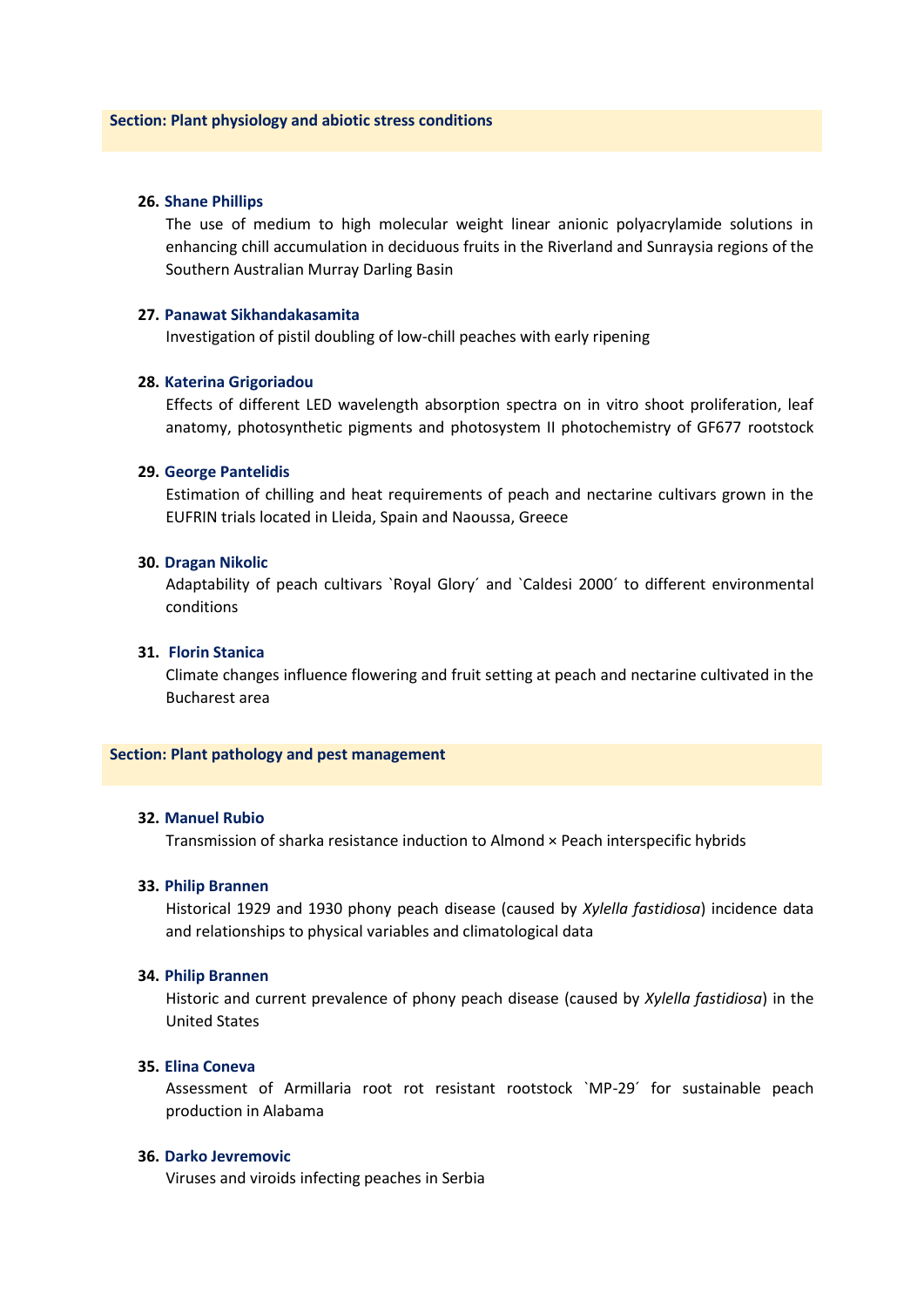## Section: Plant physiology and abiotic stress conditions

26. **Shane Phillips**
    The use of medium to high molecular weight linear anionic polyacrylamide solutions in enhancing chill accumulation in deciduous fruits in the Riverland and Sunraysia regions of the Southern Australian Murray Darling Basin

27. **Panawat Sikhandakasamita**
    Investigation of pistil doubling of low-chill peaches with early ripening

28. **Katerina Grigoriadou**
    Effects of different LED wavelength absorption spectra on in vitro shoot proliferation, leaf anatomy, photosynthetic pigments and photosystem II photochemistry of GF677 rootstock

29. **George Pantelidis**
    Estimation of chilling and heat requirements of peach and nectarine cultivars grown in the EUFRIN trials located in Lleida, Spain and Naoussa, Greece

30. **Dragan Nikolic**
    Adaptability of peach cultivars `Royal Glory´ and `Caldesi 2000´ to different environmental conditions

31. **Florin Stanica**
    Climate changes influence flowering and fruit setting at peach and nectarine cultivated in the Bucharest area

## Section: Plant pathology and pest management

32. **Manuel Rubio**
    Transmission of sharka resistance induction to Almond × Peach interspecific hybrids

33. **Philip Brannen**
    Historical 1929 and 1930 phony peach disease (caused by *Xylella fastidiosa*) incidence data and relationships to physical variables and climatological data

34. **Philip Brannen**
    Historic and current prevalence of phony peach disease (caused by *Xylella fastidiosa*) in the United States

35. **Elina Coneva**
    Assessment of Armillaria root rot resistant rootstock `MP-29´ for sustainable peach production in Alabama

36. **Darko Jevremovic**
    Viruses and viroids infecting peaches in Serbia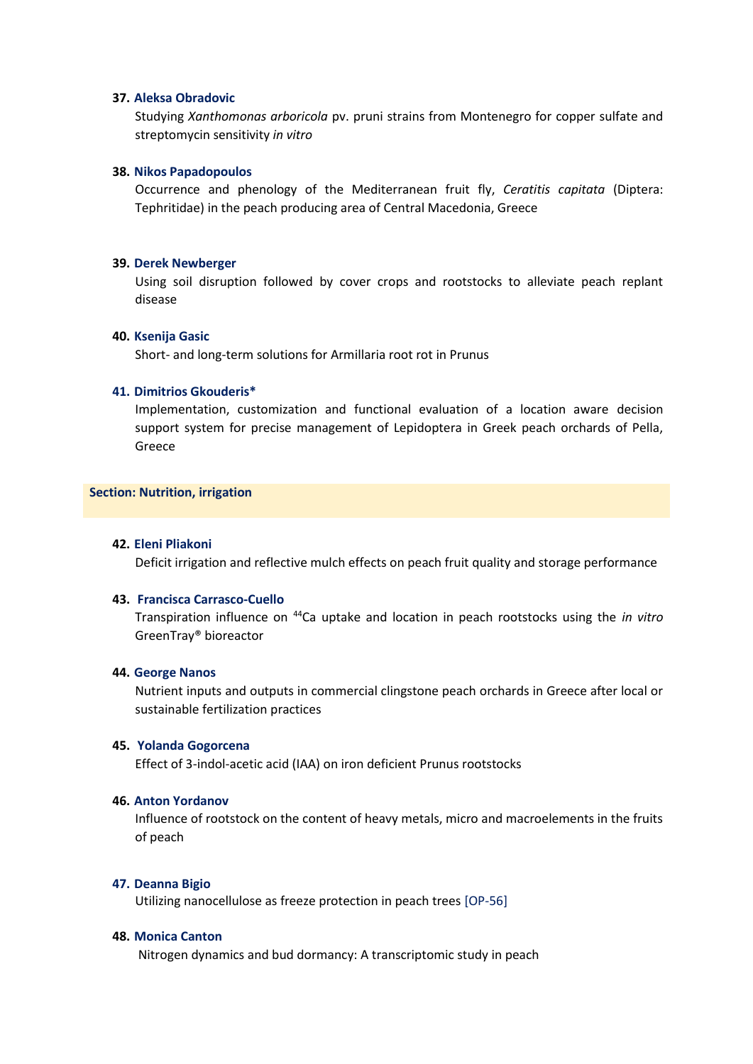**37. Aleksa Obradovic**

Studying *Xanthomonas arboricola* pv. pruni strains from Montenegro for copper sulfate and streptomycin sensitivity *in vitro*

**38. Nikos Papadopoulos**

Occurrence and phenology of the Mediterranean fruit fly, *Ceratitis capitata* (Diptera: Tephritidae) in the peach producing area of Central Macedonia, Greece

**39. Derek Newberger**

Using soil disruption followed by cover crops and rootstocks to alleviate peach replant disease

**40. Ksenija Gasic**

Short- and long-term solutions for Armillaria root rot in Prunus

**41. Dimitrios Gkouderis***

Implementation, customization and functional evaluation of a location aware decision support system for precise management of Lepidoptera in Greek peach orchards of Pella, Greece

## Section: Nutrition, irrigation

**42. Eleni Pliakoni**

Deficit irrigation and reflective mulch effects on peach fruit quality and storage performance

**43. Francisca Carrasco-Cuello**

Transpiration influence on $^{44}$Ca uptake and location in peach rootstocks using the *in vitro* GreenTray® bioreactor

**44. George Nanos**

Nutrient inputs and outputs in commercial clingstone peach orchards in Greece after local or sustainable fertilization practices

**45. Yolanda Gogorcena**

Effect of 3-indol-acetic acid (IAA) on iron deficient Prunus rootstocks

**46. Anton Yordanov**

Influence of rootstock on the content of heavy metals, micro and macroelements in the fruits of peach

**47. Deanna Bigio**

Utilizing nanocellulose as freeze protection in peach trees [OP-56]

**48. Monica Canton**

Nitrogen dynamics and bud dormancy: A transcriptomic study in peach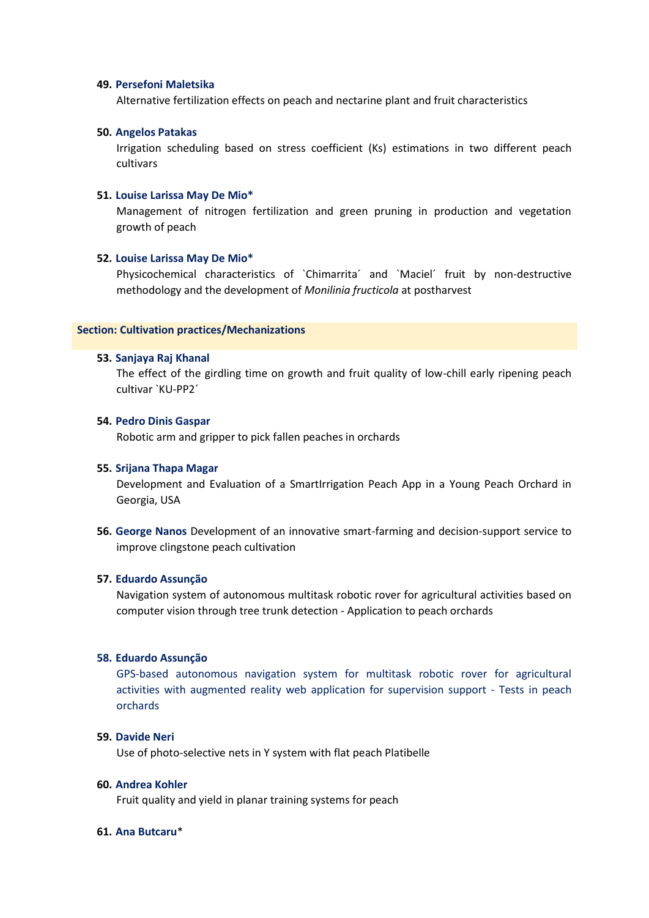**49. Persefoni Maletsika**
Alternative fertilization effects on peach and nectarine plant and fruit characteristics

**50. Angelos Patakas**
Irrigation scheduling based on stress coefficient (Ks) estimations in two different peach cultivars

**51. Louise Larissa May De Mio***
Management of nitrogen fertilization and green pruning in production and vegetation growth of peach

**52. Louise Larissa May De Mio***
Physicochemical characteristics of `Chimarrita´ and `Maciel´ fruit by non-destructive methodology and the development of *Monilinia fructicola* at postharvest

## Section: Cultivation practices/Mechanizations

**53. Sanjaya Raj Khanal**
The effect of the girdling time on growth and fruit quality of low-chill early ripening peach cultivar `KU-PP2´

**54. Pedro Dinis Gaspar**
Robotic arm and gripper to pick fallen peaches in orchards

**55. Srijana Thapa Magar**
Development and Evaluation of a SmartIrrigation Peach App in a Young Peach Orchard in Georgia, USA

**56. George Nanos** Development of an innovative smart-farming and decision-support service to improve clingstone peach cultivation

**57. Eduardo Assunção**
Navigation system of autonomous multitask robotic rover for agricultural activities based on computer vision through tree trunk detection - Application to peach orchards

**58. Eduardo Assunção**
GPS-based autonomous navigation system for multitask robotic rover for agricultural activities with augmented reality web application for supervision support - Tests in peach orchards

**59. Davide Neri**
Use of photo-selective nets in Y system with flat peach Platibelle

**60. Andrea Kohler**
Fruit quality and yield in planar training systems for peach

**61. Ana Butcaru***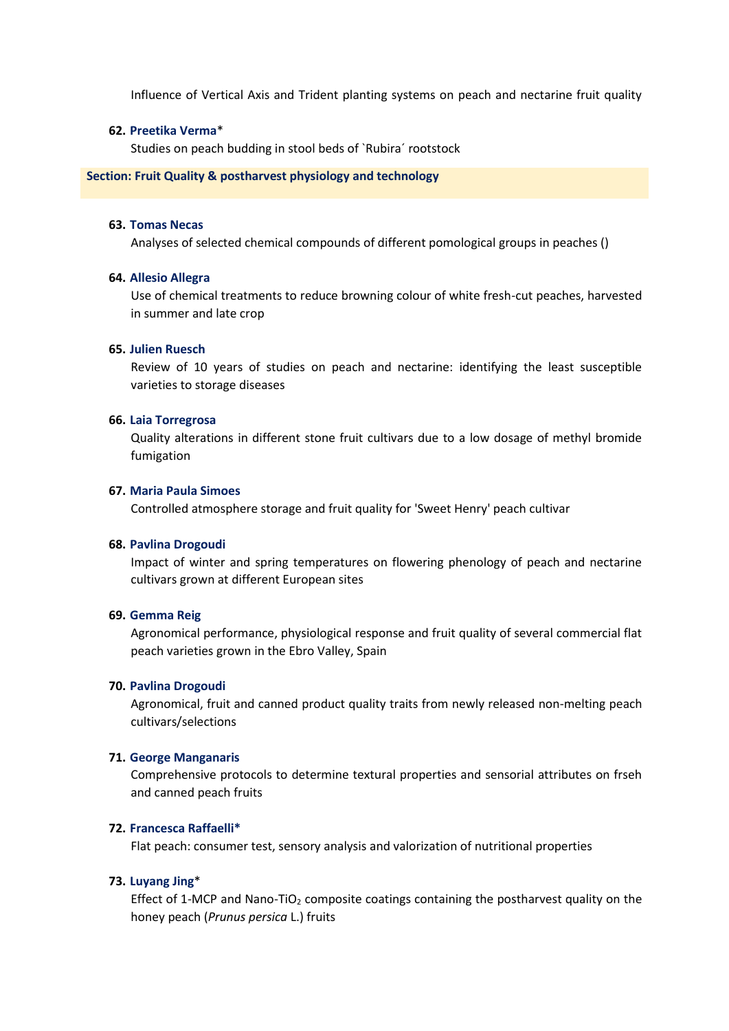Influence of Vertical Axis and Trident planting systems on peach and nectarine fruit quality

**62. Preetika Verma***

Studies on peach budding in stool beds of `Rubira´ rootstock

## Section: Fruit Quality & postharvest physiology and technology

**63. Tomas Necas**

Analyses of selected chemical compounds of different pomological groups in peaches ()

**64. Allesio Allegra**

Use of chemical treatments to reduce browning colour of white fresh-cut peaches, harvested in summer and late crop

**65. Julien Ruesch**

Review of 10 years of studies on peach and nectarine: identifying the least susceptible varieties to storage diseases

**66. Laia Torregrosa**

Quality alterations in different stone fruit cultivars due to a low dosage of methyl bromide fumigation

**67. Maria Paula Simoes**

Controlled atmosphere storage and fruit quality for 'Sweet Henry' peach cultivar

**68. Pavlina Drogoudi**

Impact of winter and spring temperatures on flowering phenology of peach and nectarine cultivars grown at different European sites

**69. Gemma Reig**

Agronomical performance, physiological response and fruit quality of several commercial flat peach varieties grown in the Ebro Valley, Spain

**70. Pavlina Drogoudi**

Agronomical, fruit and canned product quality traits from newly released non-melting peach cultivars/selections

**71. George Manganaris**

Comprehensive protocols to determine textural properties and sensorial attributes on frseh and canned peach fruits

**72. Francesca Raffaelli***

Flat peach: consumer test, sensory analysis and valorization of nutritional properties

**73. Luyang Jing***

Effect of 1-MCP and Nano-$TiO_2$ composite coatings containing the postharvest quality on the honey peach (*Prunus persica* L.) fruits